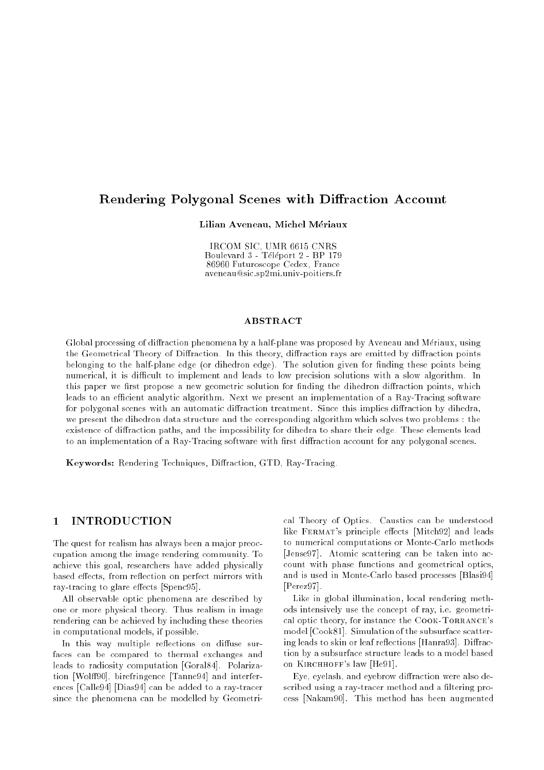# Rendering Polygonal Scenes with Diffraction Account

**Lilian Aveneau, Michel Mériaux**

IRCOM SIC, UMR 6615 CNRS
Boulevard 3 - Téléport 2 - BP 179
86960 Futuroscope Cedex, France
aveneau@sic.sp2mi.univ-poitiers.fr

## ABSTRACT

Global processing of diffraction phenomena by a half-plane was proposed by Aveneau and Mériaux, using the Geometrical Theory of Diffraction. In this theory, diffraction rays are emitted by diffraction points belonging to the half-plane edge (or dihedron edge). The solution given for finding these points being numerical, it is difficult to implement and leads to low precision solutions with a slow algorithm. In this paper we first propose a new geometric solution for finding the dihedron diffraction points, which leads to an efficient analytic algorithm. Next we present an implementation of a Ray-Tracing software for polygonal scenes with an automatic diffraction treatment. Since this implies diffraction by dihedra, we present the dihedron data structure and the corresponding algorithm which solves two problems : the existence of diffraction paths, and the impossibility for dihedra to share their edge. These elements lead to an implementation of a Ray-Tracing software with first diffraction account for any polygonal scenes.

**Keywords:** Rendering Techniques, Diffraction, GTD, Ray-Tracing.

## 1 INTRODUCTION

The quest for realism has always been a major preoccupation among the image rendering community. To achieve this goal, researchers have added physically based effects, from reflection on perfect mirrors with ray-tracing to glare effects [Spenc95].

All observable optic phenomena are described by one or more physical theory. Thus realism in image rendering can be achieved by including these theories in computational models, if possible.

In this way multiple reflections on diffuse surfaces can be compared to thermal exchanges and leads to radiosity computation [Goral84]. Polarization [Wolff90], birefringence [Tanne94] and interferences [Calle94] [Dias94] can be added to a ray-tracer since the phenomena can be modelled by Geometrical Theory of Optics. Caustics can be understood like FERMAT's principle effects [Mitch92] and leads to numerical computations or Monte-Carlo methods [Jense97]. Atomic scattering can be taken into account with phase functions and geometrical optics, and is used in Monte-Carlo based processes [Blasi94] [Perez97].

Like in global illumination, local rendering methods intensively use the concept of ray, i.e. geometrical optic theory, for instance the COOK-TORRANCE's model [Cook81]. Simulation of the subsurface scattering leads to skin or leaf reflections [Hanra93]. Diffraction by a subsurface structure leads to a model based on KIRCHHOFF's law [He91].

Eye, eyelash, and eyebrow diffraction were also described using a ray-tracer method and a filtering process [Nakam90]. This method has been augmented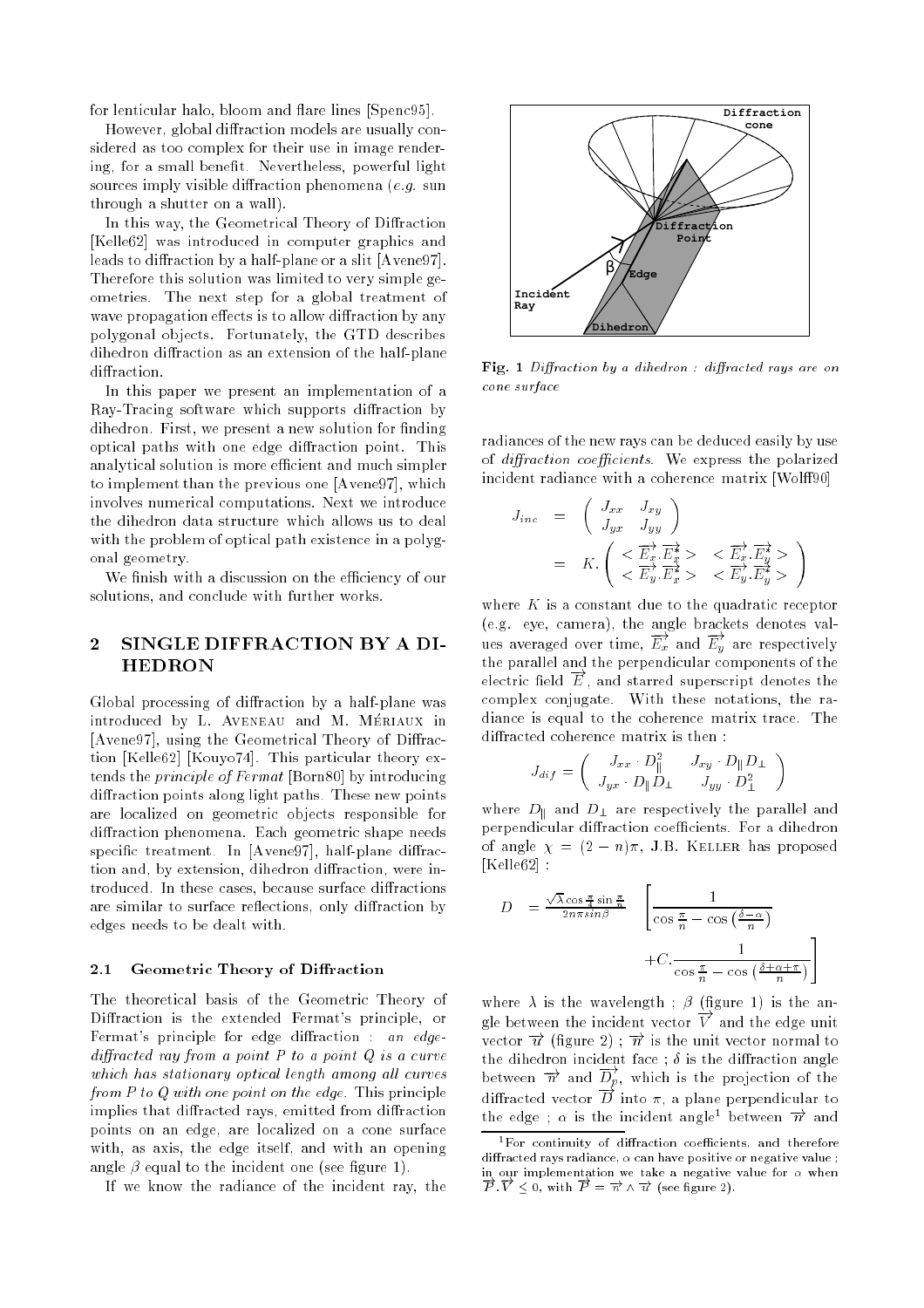for lenticular halo, bloom and flare lines [Spenc95].

However, global diffraction models are usually considered as too complex for their use in image rendering, for a small benefit. Nevertheless, powerful light sources imply visible diffraction phenomena (*e.g.* sun through a shutter on a wall).

In this way, the Geometrical Theory of Diffraction [Kelle62] was introduced in computer graphics and leads to diffraction by a half-plane or a slit [Avene97]. Therefore this solution was limited to very simple geometries. The next step for a global treatment of wave propagation effects is to allow diffraction by any polygonal objects. Fortunately, the GTD describes dihedron diffraction as an extension of the half-plane diffraction.

In this paper we present an implementation of a Ray-Tracing software which supports diffraction by dihedron. First, we present a new solution for finding optical paths with one edge diffraction point. This analytical solution is more efficient and much simpler to implement than the previous one [Avene97], which involves numerical computations. Next we introduce the dihedron data structure which allows us to deal with the problem of optical path existence in a polygonal geometry.

We finish with a discussion on the efficiency of our solutions, and conclude with further works.

## 2 SINGLE DIFFRACTION BY A DIHEDRON

Global processing of diffraction by a half-plane was introduced by L. Aveneau and M. Mériaux in [Avene97], using the Geometrical Theory of Diffraction [Kelle62] [Kouyo74]. This particular theory extends the *principle of Fermat* [Born80] by introducing diffraction points along light paths. These new points are localized on geometric objects responsible for diffraction phenomena. Each geometric shape needs specific treatment. In [Avene97], half-plane diffraction and, by extension, dihedron diffraction, were introduced. In these cases, because surface diffractions are similar to surface reflections, only diffraction by edges needs to be dealt with.

### 2.1 Geometric Theory of Diffraction

The theoretical basis of the Geometric Theory of Diffraction is the extended Fermat's principle, or Fermat's principle for edge diffraction : *an edge-diffracted ray from a point P to a point Q is a curve which has stationary optical length among all curves from P to Q with one point on the edge.* This principle implies that diffracted rays, emitted from diffraction points on an edge, are localized on a cone surface with, as axis, the edge itself, and with an opening angle $\beta$ equal to the incident one (see figure 1).

If we know the radiance of the incident ray, the radiances of the new rays can be deduced easily by use of *diffraction coefficients*. We express the polarized incident radiance with a coherence matrix [Wolff90]

$$J_{inc} = \begin{pmatrix} J_{xx} & J_{xy} \\ J_{yx} & J_{yy} \end{pmatrix} = K.\begin{pmatrix} <\overrightarrow{E_x}.\overrightarrow{E_x^*}> & <\overrightarrow{E_x}.\overrightarrow{E_y^*}> \\ <\overrightarrow{E_y}.\overrightarrow{E_x^*}> & <\overrightarrow{E_y}.\overrightarrow{E_y^*}> \end{pmatrix}$$

where $K$ is a constant due to the quadratic receptor (e.g. eye, camera), the angle brackets denotes values averaged over time, $\overrightarrow{E_x}$ and $\overrightarrow{E_y}$ are respectively the parallel and the perpendicular components of the electric field $\overrightarrow{E}$, and starred superscript denotes the complex conjugate. With these notations, the radiance is equal to the coherence matrix trace. The diffracted coherence matrix is then :

$$J_{dif} = \begin{pmatrix} J_{xx} \cdot D_{\parallel}^2 & J_{xy} \cdot D_{\parallel} D_{\perp} \\ J_{yx} \cdot D_{\parallel} D_{\perp} & J_{yy} \cdot D_{\perp}^2 \end{pmatrix}$$

where $D_{\parallel}$ and $D_{\perp}$ are respectively the parallel and perpendicular diffraction coefficients. For a dihedron of angle $\chi = (2-n)\pi$, J.B. Keller has proposed [Kelle62] :

$$D = \frac{\sqrt{\lambda}\cos\frac{\pi}{4}\sin\frac{\pi}{n}}{2n\pi sin\beta} \left[ \frac{1}{\cos\frac{\pi}{n} - \cos\left(\frac{\delta-\alpha}{n}\right)} + C.\frac{1}{\cos\frac{\pi}{n} - \cos\left(\frac{\delta+\alpha+\pi}{n}\right)} \right]$$

where $\lambda$ is the wavelength ; $\beta$ (figure 1) is the angle between the incident vector $\overrightarrow{V}$ and the edge unit vector $\overrightarrow{u}$ (figure 2) ; $\overrightarrow{n}$ is the unit vector normal to the dihedron incident face ; $\delta$ is the diffraction angle between $\overrightarrow{n}$ and $\overrightarrow{D_p}$, which is the projection of the diffracted vector $\overrightarrow{D}$ into $\pi$, a plane perpendicular to the edge ; $\alpha$ is the incident angle[1] between $\overrightarrow{n}$ and

Fig. 1 *Diffraction by a dihedron : diffracted rays are on cone surface*

[1]For continuity of diffraction coefficients, and therefore diffracted rays radiance, $\alpha$ can have positive or negative value ; in our implementation we take a negative value for $\alpha$ when $\overrightarrow{P}.\overrightarrow{V} \leq 0$, with $\overrightarrow{P} = \overrightarrow{n} \wedge \overrightarrow{u}$ (see figure 2).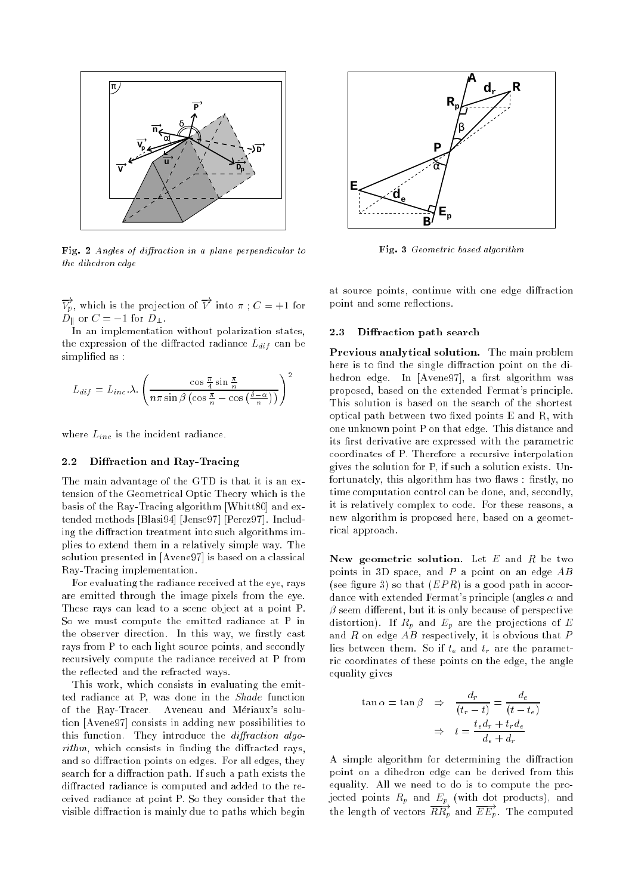Fig. 2 *Angles of diffraction in a plane perpendicular to the dihedron edge*

Fig. 3 *Geometric based algorithm*

$\overrightarrow{V_p}$, which is the projection of $\overrightarrow{V}$ into $\pi$ ; $C = +1$ for $D_\parallel$ or $C = -1$ for $D_\perp$.

In an implementation without polarization states, the expression of the diffracted radiance $L_{dif}$ can be simplified as :

$$L_{dif} = L_{inc}.\lambda.\left(\frac{\cos\frac{\pi}{4}\sin\frac{\pi}{n}}{n\pi\sin\beta\left(\cos\frac{\pi}{n} - \cos\left(\frac{\delta-\alpha}{n}\right)\right)}\right)^2$$

where $L_{inc}$ is the incident radiance.

### 2.2 Diffraction and Ray-Tracing

The main advantage of the GTD is that it is an extension of the Geometrical Optic Theory which is the basis of the Ray-Tracing algorithm [Whitt80] and extended methods [Blasi94] [Jense97] [Perez97]. Including the diffraction treatment into such algorithms implies to extend them in a relatively simple way. The solution presented in [Avene97] is based on a classical Ray-Tracing implementation.

For evaluating the radiance received at the eye, rays are emitted through the image pixels from the eye. These rays can lead to a scene object at a point P. So we must compute the emitted radiance at P in the observer direction. In this way, we firstly cast rays from P to each light source points, and secondly recursively compute the radiance received at P from the reflected and the refracted ways.

This work, which consists in evaluating the emitted radiance at P, was done in the *Shade* function of the Ray-Tracer. Aveneau and Mériaux's solution [Avene97] consists in adding new possibilities to this function. They introduce the *diffraction algorithm*, which consists in finding the diffracted rays, and so diffraction points on edges. For all edges, they search for a diffraction path. If such a path exists the diffracted radiance is computed and added to the received radiance at point P. So they consider that the visible diffraction is mainly due to paths which begin at source points, continue with one edge diffraction point and some reflections.

### 2.3 Diffraction path search

**Previous analytical solution.** The main problem here is to find the single diffraction point on the dihedron edge. In [Avene97], a first algorithm was proposed, based on the extended Fermat's principle. This solution is based on the search of the shortest optical path between two fixed points E and R, with one unknown point P on that edge. This distance and its first derivative are expressed with the parametric coordinates of P. Therefore a recursive interpolation gives the solution for P, if such a solution exists. Unfortunately, this algorithm has two flaws : firstly, no time computation control can be done, and, secondly, it is relatively complex to code. For these reasons, a new algorithm is proposed here, based on a geometrical approach.

**New geometric solution.** Let $E$ and $R$ be two points in 3D space, and $P$ a point on an edge $AB$ (see figure 3) so that $(EPR)$ is a good path in accordance with extended Fermat's principle (angles $\alpha$ and $\beta$ seem different, but it is only because of perspective distortion). If $R_p$ and $E_p$ are the projections of $E$ and $R$ on edge $AB$ respectively, it is obvious that $P$ lies between them. So if $t_e$ and $t_r$ are the parametric coordinates of these points on the edge, the angle equality gives

$$\tan\alpha = \tan\beta \quad \Rightarrow \quad \frac{d_r}{(t_r - t)} = \frac{d_e}{(t - t_e)}$$
$$\Rightarrow \quad t = \frac{t_e d_r + t_r d_e}{d_e + d_r}$$

A simple algorithm for determining the diffraction point on a dihedron edge can be derived from this equality. All we need to do is to compute the projected points $R_p$ and $E_p$ (with dot products), and the length of vectors $\overrightarrow{RR_p}$ and $\overrightarrow{EE_p}$. The computed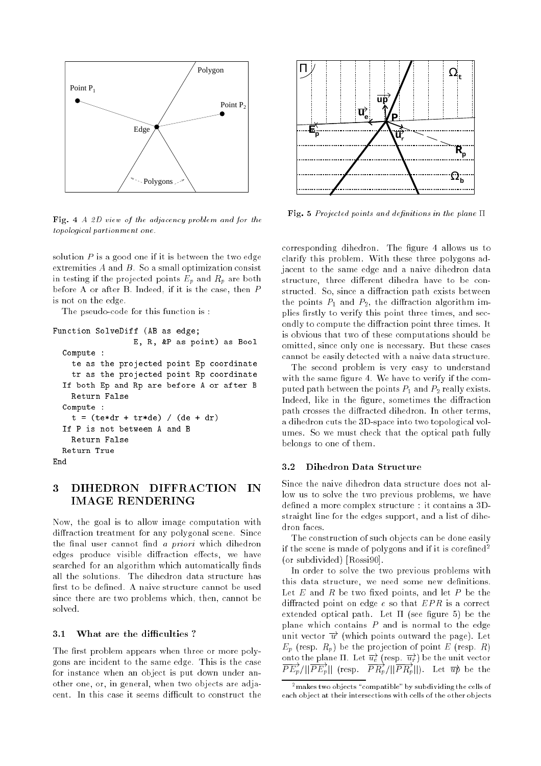Fig. 4 *A 2D view of the adjacency problem and for the topological partionment one.*

Fig. 5 *Projected points and definitions in the plane* $\Pi$

solution $P$ is a good one if it is between the two edge extremities $A$ and $B$. So a small optimization consist in testing if the projected points $E_p$ and $R_p$ are both before A or after B. Indeed, if it is the case, then $P$ is not on the edge.

The pseudo-code for this function is :

```
Function SolveDiff (AB as edge;
                    E, R, &P as point) as Bool
  Compute :
    te as the projected point Ep coordinate
    tr as the projected point Rp coordinate
  If both Ep and Rp are before A or after B
    Return False
  Compute :
    t = (te*dr + tr*de) / (de + dr)
  If P is not between A and B
    Return False
  Return True
End
```

## 3 DIHEDRON DIFFRACTION IN IMAGE RENDERING

Now, the goal is to allow image computation with diffraction treatment for any polygonal scene. Since the final user cannot find *a priori* which dihedron edges produce visible diffraction effects, we have searched for an algorithm which automatically finds all the solutions. The dihedron data structure has first to be defined. A naive structure cannot be used since there are two problems which, then, cannot be solved.

### 3.1 What are the difficulties ?

The first problem appears when three or more polygons are incident to the same edge. This is the case for instance when an object is put down under another one, or, in general, when two objects are adjacent. In this case it seems difficult to construct the corresponding dihedron. The figure 4 allows us to clarify this problem. With these three polygons adjacent to the same edge and a naive dihedron data structure, three different dihedra have to be constructed. So, since a diffraction path exists between the points $P_1$ and $P_2$, the diffraction algorithm implies firstly to verify this point three times, and secondly to compute the diffraction point three times. It is obvious that two of these computations should be omitted, since only one is necessary. But these cases cannot be easily detected with a naive data structure.

The second problem is very easy to understand with the same figure 4. We have to verify if the computed path between the points $P_1$ and $P_2$ really exists. Indeed, like in the figure, sometimes the diffraction path crosses the diffracted dihedron. In other terms, a dihedron cuts the 3D-space into two topological volumes. So we must check that the optical path fully belongs to one of them.

### 3.2 Dihedron Data Structure

Since the naive dihedron data structure does not allow us to solve the two previous problems, we have defined a more complex structure : it contains a 3D-straight line for the edges support, and a list of dihedron faces.

The construction of such objects can be done easily if the scene is made of polygons and if it is corefined[2] (or subdivided) [Rossi90].

In order to solve the two previous problems with this data structure, we need some new definitions. Let $E$ and $R$ be two fixed points, and let $P$ be the diffracted point on edge $e$ so that $EPR$ is a correct extended optical path. Let $\Pi$ (see figure 5) be the plane which contains $P$ and is normal to the edge unit vector $\vec{u}$ (which points outward the page). Let $E_p$ (resp. $R_p$) be the projection of point $E$ (resp. $R$) onto the plane $\Pi$. Let $\vec{u_e}$ (resp. $\vec{u_r}$) be the unit vector $\overrightarrow{PE_p}/||\overrightarrow{PE_p}||$ (resp. $\overrightarrow{PR_p}/||\overrightarrow{PR_p}||$). Let $\vec{up}$ be the

[2] makes two objects "compatible" by subdividing the cells of each object at their intersections with cells of the other objects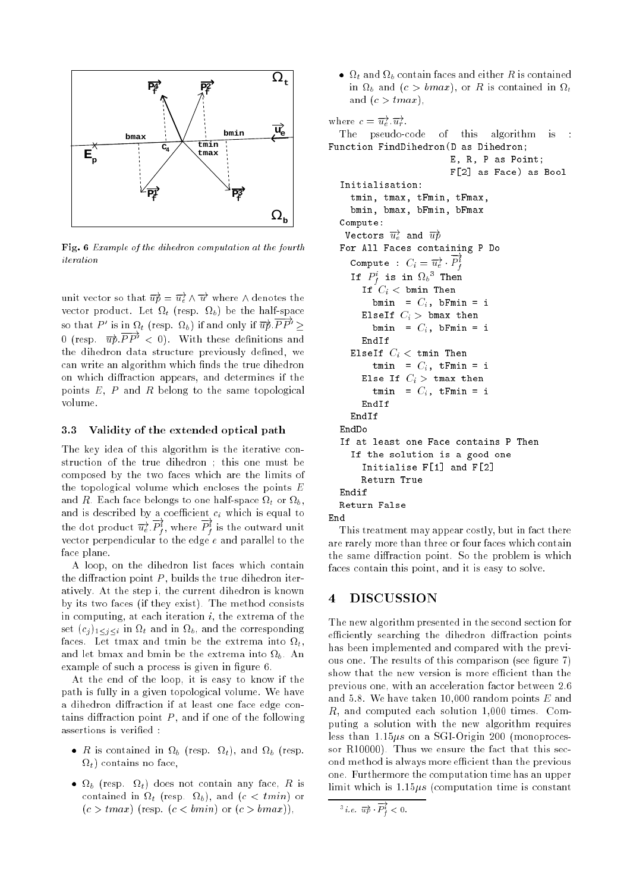Fig. 6 *Example of the dihedron computation at the fourth iteration*

unit vector so that $\overrightarrow{up} = \overrightarrow{u_e} \wedge \overrightarrow{u}$ where $\wedge$ denotes the vector product. Let $\Omega_t$ (resp. $\Omega_b$) be the half-space so that $P'$ is in $\Omega_t$ (resp. $\Omega_b$) if and only if $\overrightarrow{up}.\overrightarrow{PP'} \geq 0$ (resp. $\overrightarrow{up}.\overrightarrow{PP'} < 0$). With these definitions and the dihedron data structure previously defined, we can write an algorithm which finds the true dihedron on which diffraction appears, and determines if the points $E$, $P$ and $R$ belong to the same topological volume.

### 3.3 Validity of the extended optical path

The key idea of this algorithm is the iterative construction of the true dihedron ; this one must be composed by the two faces which are the limits of the topological volume which encloses the points $E$ and $R$. Each face belongs to one half-space $\Omega_t$ or $\Omega_b$, and is described by a coefficient $c_i$ which is equal to the dot product $\overrightarrow{u_e}.\overrightarrow{P_f^i}$, where $\overrightarrow{P_f^i}$ is the outward unit vector perpendicular to the edge $e$ and parallel to the face plane.

A loop, on the dihedron list faces which contain the diffraction point $P$, builds the true dihedron iteratively. At the step i, the current dihedron is known by its two faces (if they exist). The method consists in computing, at each iteration $i$, the extrema of the set $(c_j)_{1 \leq j \leq i}$ in $\Omega_t$ and in $\Omega_b$, and the corresponding faces. Let tmax and tmin be the extrema into $\Omega_t$, and let bmax and bmin be the extrema into $\Omega_b$. An example of such a process is given in figure 6.

At the end of the loop, it is easy to know if the path is fully in a given topological volume. We have a dihedron diffraction if at least one face edge contains diffraction point $P$, and if one of the following assertions is verified :

- $R$ is contained in $\Omega_b$ (resp. $\Omega_t$), and $\Omega_b$ (resp. $\Omega_t$) contains no face,
- $\Omega_b$ (resp. $\Omega_t$) does not contain any face, $R$ is contained in $\Omega_t$ (resp. $\Omega_b$), and $(c < tmin)$ or $(c > tmax)$ (resp. $(c < bmin)$ or $(c > bmax)$),
- $\Omega_t$ and $\Omega_b$ contain faces and either $R$ is contained in $\Omega_b$ and $(c > bmax)$, or $R$ is contained in $\Omega_t$ and $(c > tmax)$,

where $c = \overrightarrow{u_e}.\overrightarrow{u_r}$.

The pseudo-code of this algorithm is :

```
Function FindDihedron(D as Dihedron;
                      E, R, P as Point;
                      F[2] as Face) as Bool
  Initialisation:
    tmin, tmax, tFmin, tFmax,
    bmin, bmax, bFmin, bFmax
  Compute:
   Vectors u_e and up
  For All Faces containing P Do
    Compute : C_i = u_e · P_f^i
    If P_f^i is in Ω_b (3) Then
      If C_i < bmin Then
        bmin  = C_i, bFmin = i
      ElseIf C_i > bmax then
        bmin  = C_i, bFmin = i
      EndIf
    ElseIf C_i < tmin Then
        tmin  = C_i, tFmin = i
      Else If C_i > tmax then
        tmin  = C_i, tFmin = i
      EndIf
    EndIf
  EndDo
  If at least one Face contains P Then
    If the solution is a good one
      Initialise F[1] and F[2]
      Return True
  Endif
  Return False
End
```

This treatment may appear costly, but in fact there are rarely more than three or four faces which contain the same diffraction point. So the problem is which faces contain this point, and it is easy to solve.

## 4 DISCUSSION

The new algorithm presented in the second section for efficiently searching the dihedron diffraction points has been implemented and compared with the previous one. The results of this comparison (see figure 7) show that the new version is more efficient than the previous one, with an acceleration factor between 2.6 and 5.8. We have taken 10,000 random points $E$ and $R$, and computed each solution 1,000 times. Computing a solution with the new algorithm requires less than $1.15\mu s$ on a SGI-Origin 200 (monoprocessor R10000). Thus we ensure the fact that this second method is always more efficient than the previous one. Furthermore the computation time has an upper limit which is $1.15\mu s$ (computation time is constant

[3] *i.e.* $\overrightarrow{up} \cdot \overrightarrow{P_f^i} < 0$.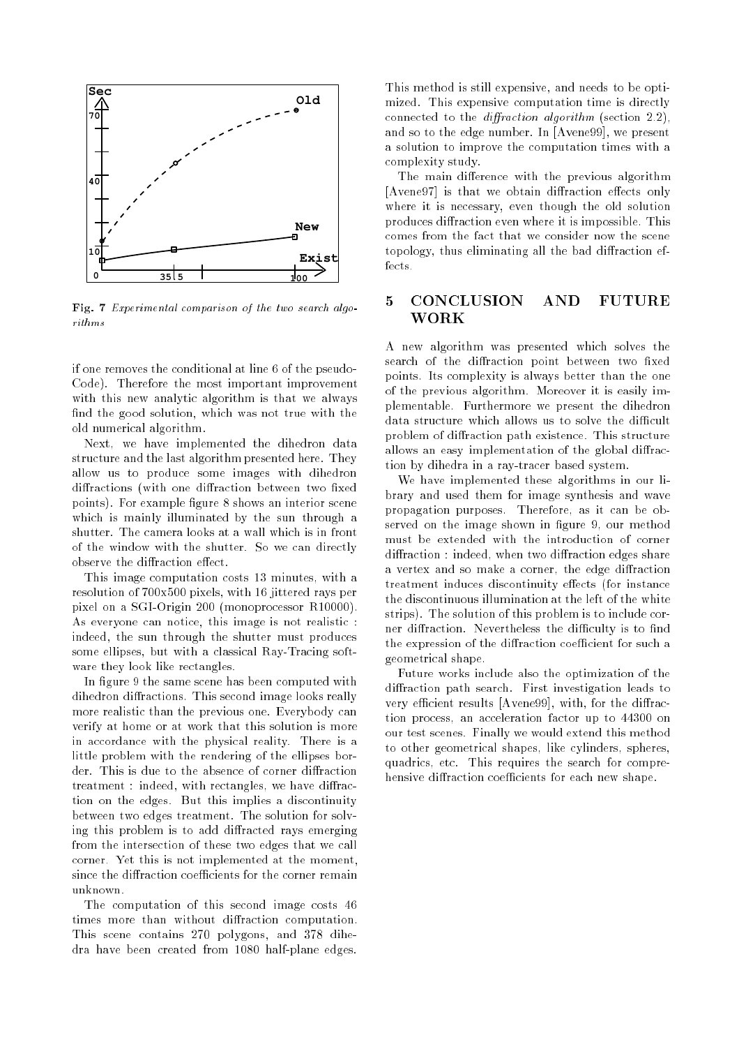Fig. 7 *Experimental comparison of the two search algorithms*

if one removes the conditional at line 6 of the pseudo-Code). Therefore the most important improvement with this new analytic algorithm is that we always find the good solution, which was not true with the old numerical algorithm.

Next, we have implemented the dihedron data structure and the last algorithm presented here. They allow us to produce some images with dihedron diffractions (with one diffraction between two fixed points). For example figure 8 shows an interior scene which is mainly illuminated by the sun through a shutter. The camera looks at a wall which is in front of the window with the shutter. So we can directly observe the diffraction effect.

This image computation costs 13 minutes, with a resolution of 700x500 pixels, with 16 jittered rays per pixel on a SGI-Origin 200 (monoprocessor R10000). As everyone can notice, this image is not realistic : indeed, the sun through the shutter must produces some ellipses, but with a classical Ray-Tracing software they look like rectangles.

In figure 9 the same scene has been computed with dihedron diffractions. This second image looks really more realistic than the previous one. Everybody can verify at home or at work that this solution is more in accordance with the physical reality. There is a little problem with the rendering of the ellipses border. This is due to the absence of corner diffraction treatment : indeed, with rectangles, we have diffraction on the edges. But this implies a discontinuity between two edges treatment. The solution for solving this problem is to add diffracted rays emerging from the intersection of these two edges that we call corner. Yet this is not implemented at the moment, since the diffraction coefficients for the corner remain unknown.

The computation of this second image costs 46 times more than without diffraction computation. This scene contains 270 polygons, and 378 dihedra have been created from 1080 half-plane edges. This method is still expensive, and needs to be optimized. This expensive computation time is directly connected to the *diffraction algorithm* (section 2.2), and so to the edge number. In [Avene99], we present a solution to improve the computation times with a complexity study.

The main difference with the previous algorithm [Avene97] is that we obtain diffraction effects only where it is necessary, even though the old solution produces diffraction even where it is impossible. This comes from the fact that we consider now the scene topology, thus eliminating all the bad diffraction effects.

## 5 CONCLUSION AND FUTURE WORK

A new algorithm was presented which solves the search of the diffraction point between two fixed points. Its complexity is always better than the one of the previous algorithm. Moreover it is easily implementable. Furthermore we present the dihedron data structure which allows us to solve the difficult problem of diffraction path existence. This structure allows an easy implementation of the global diffraction by dihedra in a ray-tracer based system.

We have implemented these algorithms in our library and used them for image synthesis and wave propagation purposes. Therefore, as it can be observed on the image shown in figure 9, our method must be extended with the introduction of corner diffraction : indeed, when two diffraction edges share a vertex and so make a corner, the edge diffraction treatment induces discontinuity effects (for instance the discontinuous illumination at the left of the white strips). The solution of this problem is to include corner diffraction. Nevertheless the difficulty is to find the expression of the diffraction coefficient for such a geometrical shape.

Future works include also the optimization of the diffraction path search. First investigation leads to very efficient results [Avene99], with, for the diffraction process, an acceleration factor up to 44300 on our test scenes. Finally we would extend this method to other geometrical shapes, like cylinders, spheres, quadrics, etc. This requires the search for comprehensive diffraction coefficients for each new shape.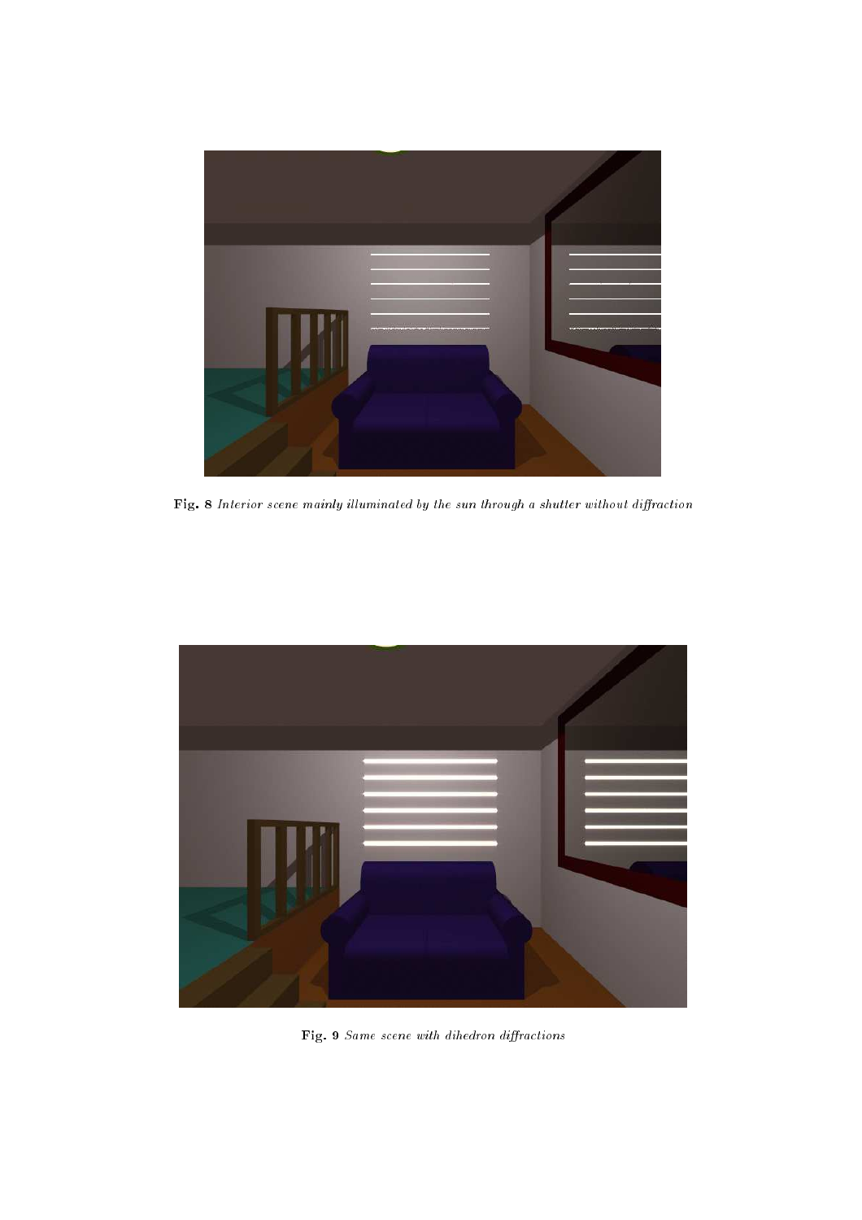**Fig. 8** *Interior scene mainly illuminated by the sun through a shutter without diffraction*

**Fig. 9** *Same scene with dihedron diffractions*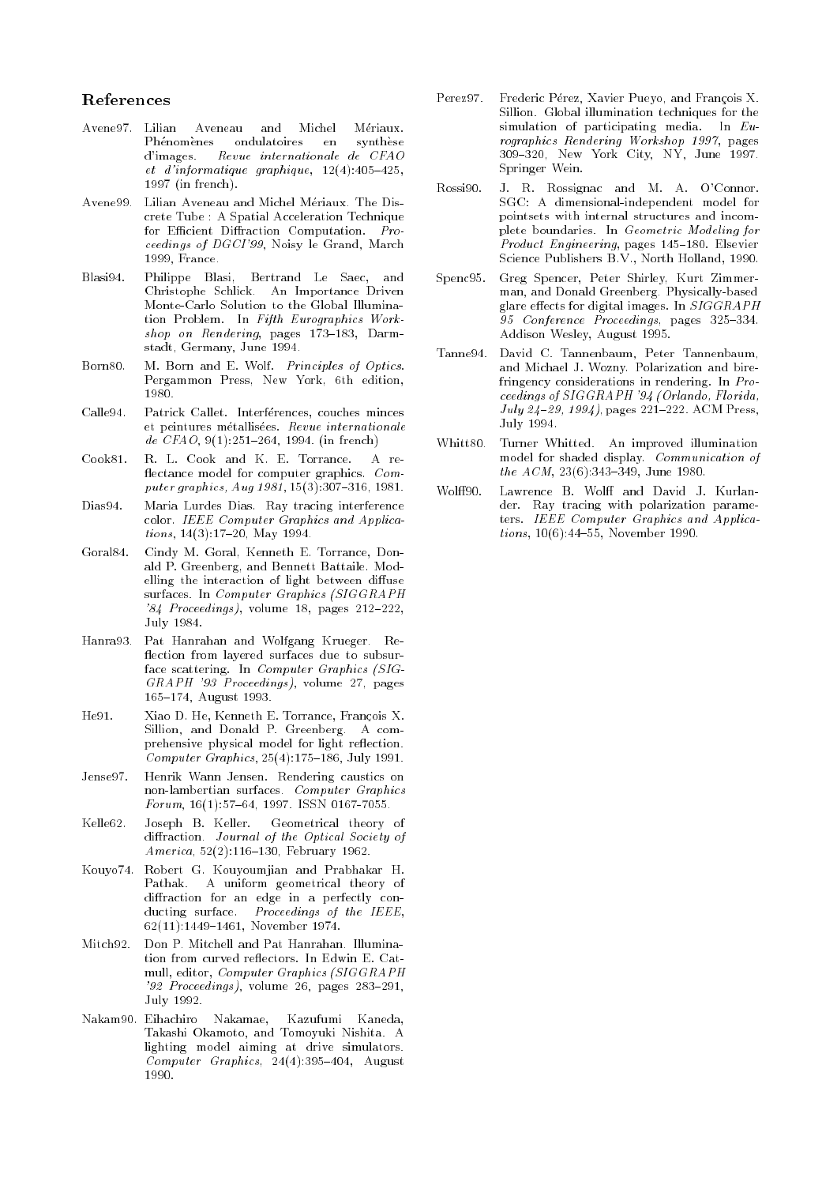## References

Avene97. Lilian Aveneau and Michel Mériaux. Phénomènes ondulatoires en synthèse d'images. *Revue internationale de CFAO et d'informatique graphique*, 12(4):405–425, 1997 (in french).

Avene99. Lilian Aveneau and Michel Mériaux. The Discrete Tube : A Spatial Acceleration Technique for Efficient Diffraction Computation. *Proceedings of DGCI'99*, Noisy le Grand, March 1999, France.

Blasi94. Philippe Blasi, Bertrand Le Saec, and Christophe Schlick. An Importance Driven Monte-Carlo Solution to the Global Illumination Problem. In *Fifth Eurographics Workshop on Rendering*, pages 173–183, Darmstadt, Germany, June 1994.

Born80. M. Born and E. Wolf. *Principles of Optics*. Pergammon Press, New York, 6th edition, 1980.

Calle94. Patrick Callet. Interférences, couches minces et peintures métallisées. *Revue internationale de CFAO*, 9(1):251–264, 1994. (in french)

Cook81. R. L. Cook and K. E. Torrance. A reflectance model for computer graphics. *Computer graphics, Aug 1981*, 15(3):307–316, 1981.

Dias94. Maria Lurdes Dias. Ray tracing interference color. *IEEE Computer Graphics and Applications*, 14(3):17–20, May 1994.

Goral84. Cindy M. Goral, Kenneth E. Torrance, Donald P. Greenberg, and Bennett Battaile. Modelling the interaction of light between diffuse surfaces. In *Computer Graphics (SIGGRAPH '84 Proceedings)*, volume 18, pages 212–222, July 1984.

Hanra93. Pat Hanrahan and Wolfgang Krueger. Reflection from layered surfaces due to subsurface scattering. In *Computer Graphics (SIGGRAPH '93 Proceedings)*, volume 27, pages 165–174, August 1993.

He91. Xiao D. He, Kenneth E. Torrance, François X. Sillion, and Donald P. Greenberg. A comprehensive physical model for light reflection. *Computer Graphics*, 25(4):175–186, July 1991.

Jense97. Henrik Wann Jensen. Rendering caustics on non-lambertian surfaces. *Computer Graphics Forum*, 16(1):57–64, 1997. ISSN 0167-7055.

Kelle62. Joseph B. Keller. Geometrical theory of diffraction. *Journal of the Optical Society of America*, 52(2):116–130, February 1962.

Kouyo74. Robert G. Kouyoumjian and Prabhakar H. Pathak. A uniform geometrical theory of diffraction for an edge in a perfectly conducting surface. *Proceedings of the IEEE*, 62(11):1449–1461, November 1974.

Mitch92. Don P. Mitchell and Pat Hanrahan. Illumination from curved reflectors. In Edwin E. Catmull, editor, *Computer Graphics (SIGGRAPH '92 Proceedings)*, volume 26, pages 283–291, July 1992.

Nakam90. Eihachiro Nakamae, Kazufumi Kaneda, Takashi Okamoto, and Tomoyuki Nishita. A lighting model aiming at drive simulators. *Computer Graphics*, 24(4):395–404, August 1990.

Perez97. Frederic Pérez, Xavier Pueyo, and François X. Sillion. Global illumination techniques for the simulation of participating media. In *Eurographics Rendering Workshop 1997*, pages 309–320, New York City, NY, June 1997. Springer Wein.

Rossi90. J. R. Rossignac and M. A. O'Connor. SGC: A dimensional-independent model for pointsets with internal structures and incomplete boundaries. In *Geometric Modeling for Product Engineering*, pages 145–180. Elsevier Science Publishers B.V., North Holland, 1990.

Spenc95. Greg Spencer, Peter Shirley, Kurt Zimmerman, and Donald Greenberg. Physically-based glare effects for digital images. In *SIGGRAPH 95 Conference Proceedings*, pages 325–334. Addison Wesley, August 1995.

Tanne94. David C. Tannenbaum, Peter Tannenbaum, and Michael J. Wozny. Polarization and birefringency considerations in rendering. In *Proceedings of SIGGRAPH '94 (Orlando, Florida, July 24–29, 1994)*, pages 221–222. ACM Press, July 1994.

Whitt80. Turner Whitted. An improved illumination model for shaded display. *Communication of the ACM*, 23(6):343–349, June 1980.

Wolff90. Lawrence B. Wolff and David J. Kurlander. Ray tracing with polarization parameters. *IEEE Computer Graphics and Applications*, 10(6):44–55, November 1990.